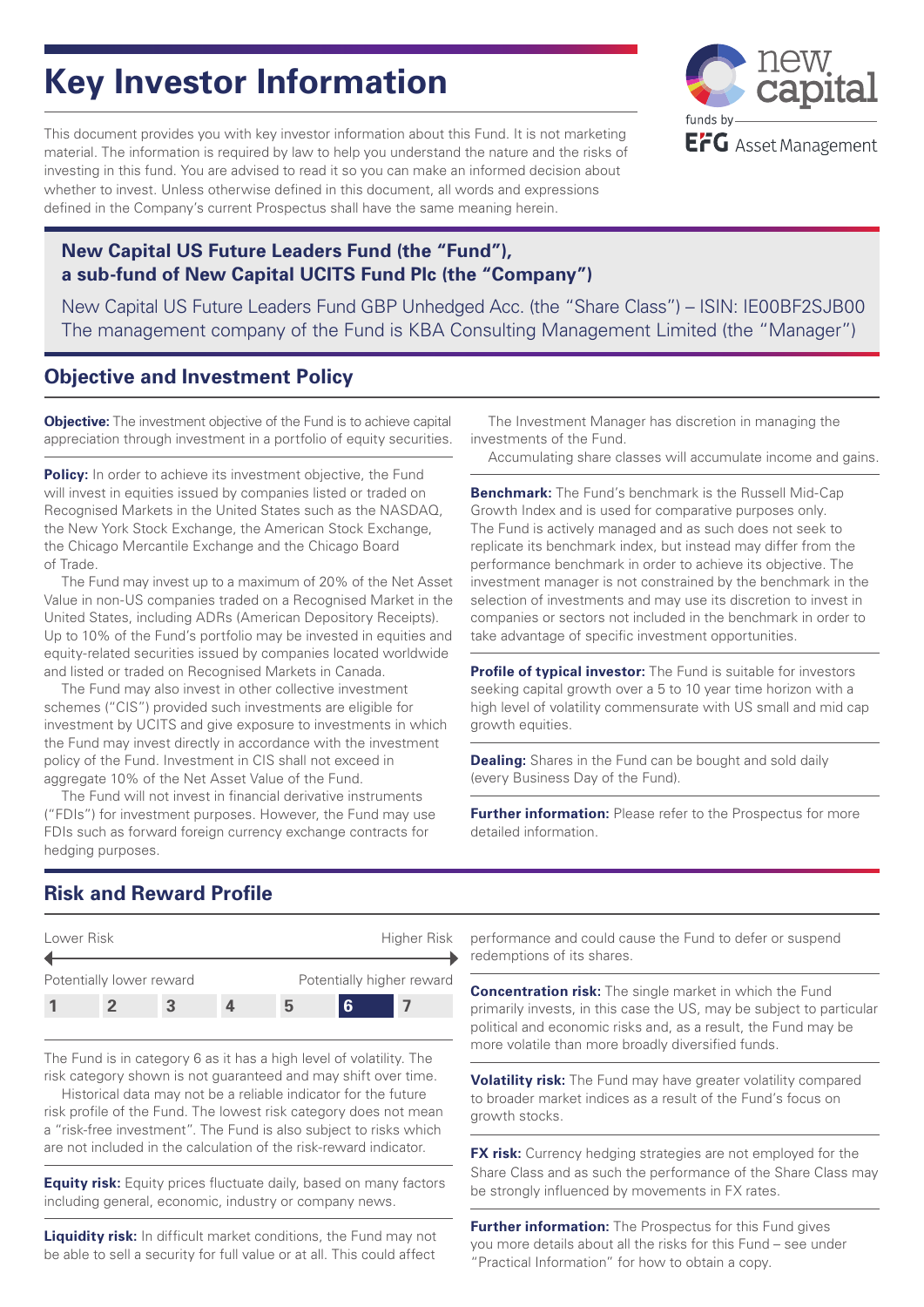# Key Investor Information

This document provides you with key investor information about this Fund. It is not marketing material. The information is required by law to help you understand the nature and the risks of investing in this fund. You are advised to read it so you can make an informed decision about whether to invest. Unless otherwise defined in this document, all words and expressions defined in the Company's current Prospectus shall have the same meaning herein.

new capital
funds by EFG Asset Management

**New Capital US Future Leaders Fund (the "Fund"), a sub-fund of New Capital UCITS Fund Plc (the "Company")**

New Capital US Future Leaders Fund GBP Unhedged Acc. (the "Share Class") – ISIN: IE00BF2SJB00
The management company of the Fund is KBA Consulting Management Limited (the "Manager")

## Objective and Investment Policy

**Objective:** The investment objective of the Fund is to achieve capital appreciation through investment in a portfolio of equity securities.

**Policy:** In order to achieve its investment objective, the Fund will invest in equities issued by companies listed or traded on Recognised Markets in the United States such as the NASDAQ, the New York Stock Exchange, the American Stock Exchange, the Chicago Mercantile Exchange and the Chicago Board of Trade.

The Fund may invest up to a maximum of 20% of the Net Asset Value in non-US companies traded on a Recognised Market in the United States, including ADRs (American Depository Receipts). Up to 10% of the Fund's portfolio may be invested in equities and equity-related securities issued by companies located worldwide and listed or traded on Recognised Markets in Canada.

The Fund may also invest in other collective investment schemes ("CIS") provided such investments are eligible for investment by UCITS and give exposure to investments in which the Fund may invest directly in accordance with the investment policy of the Fund. Investment in CIS shall not exceed in aggregate 10% of the Net Asset Value of the Fund.

The Fund will not invest in financial derivative instruments ("FDIs") for investment purposes. However, the Fund may use FDIs such as forward foreign currency exchange contracts for hedging purposes.

The Investment Manager has discretion in managing the investments of the Fund.

Accumulating share classes will accumulate income and gains.

**Benchmark:** The Fund's benchmark is the Russell Mid-Cap Growth Index and is used for comparative purposes only. The Fund is actively managed and as such does not seek to replicate its benchmark index, but instead may differ from the performance benchmark in order to achieve its objective. The investment manager is not constrained by the benchmark in the selection of investments and may use its discretion to invest in companies or sectors not included in the benchmark in order to take advantage of specific investment opportunities.

**Profile of typical investor:** The Fund is suitable for investors seeking capital growth over a 5 to 10 year time horizon with a high level of volatility commensurate with US small and mid cap growth equities.

**Dealing:** Shares in the Fund can be bought and sold daily (every Business Day of the Fund).

**Further information:** Please refer to the Prospectus for more detailed information.

## Risk and Reward Profile

| Lower Risk | | | | | | Higher Risk |
|---|---|---|---|---|---|---|
| Potentially lower reward | | | | | | Potentially higher reward |
| 1 | 2 | 3 | 4 | 5 | **6** | 7 |

The Fund is in category 6 as it has a high level of volatility. The risk category shown is not guaranteed and may shift over time.

Historical data may not be a reliable indicator for the future risk profile of the Fund. The lowest risk category does not mean a "risk-free investment". The Fund is also subject to risks which are not included in the calculation of the risk-reward indicator.

**Equity risk:** Equity prices fluctuate daily, based on many factors including general, economic, industry or company news.

**Liquidity risk:** In difficult market conditions, the Fund may not be able to sell a security for full value or at all. This could affect performance and could cause the Fund to defer or suspend redemptions of its shares.

**Concentration risk:** The single market in which the Fund primarily invests, in this case the US, may be subject to particular political and economic risks and, as a result, the Fund may be more volatile than more broadly diversified funds.

**Volatility risk:** The Fund may have greater volatility compared to broader market indices as a result of the Fund's focus on growth stocks.

**FX risk:** Currency hedging strategies are not employed for the Share Class and as such the performance of the Share Class may be strongly influenced by movements in FX rates.

**Further information:** The Prospectus for this Fund gives you more details about all the risks for this Fund – see under "Practical Information" for how to obtain a copy.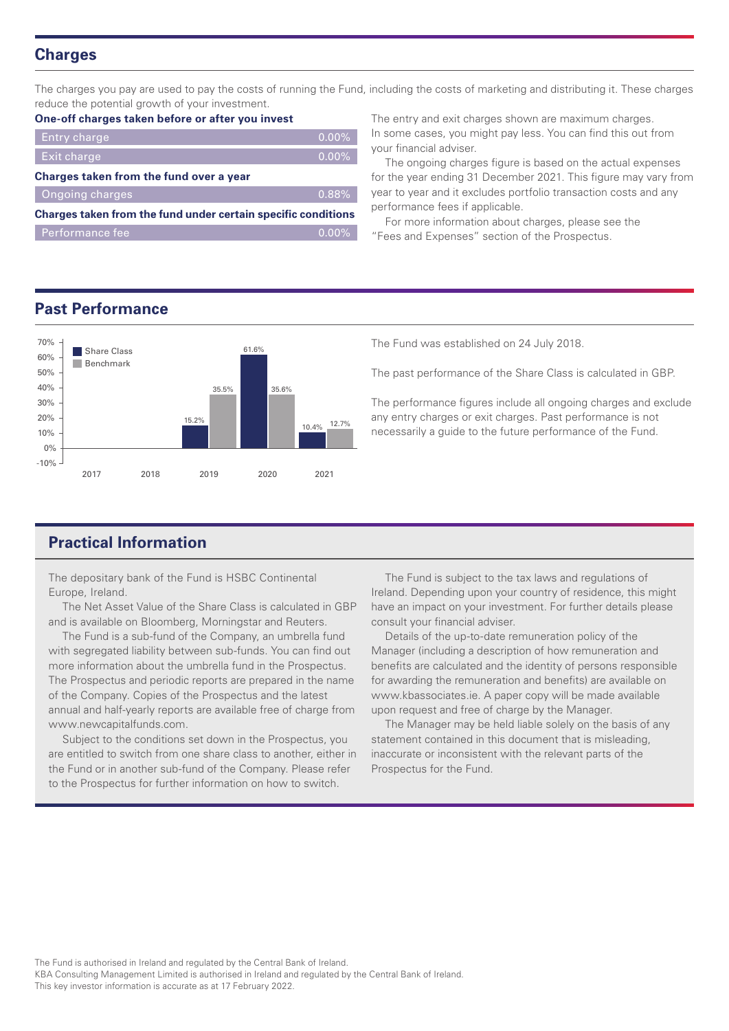## Charges

The charges you pay are used to pay the costs of running the Fund, including the costs of marketing and distributing it. These charges reduce the potential growth of your investment.

**One-off charges taken before or after you invest**

| | |
|---|---|
| Entry charge | 0.00% |
| Exit charge | 0.00% |

**Charges taken from the fund over a year**

| | |
|---|---|
| Ongoing charges | 0.88% |

**Charges taken from the fund under certain specific conditions**

| | |
|---|---|
| Performance fee | 0.00% |

The entry and exit charges shown are maximum charges. In some cases, you might pay less. You can find this out from your financial adviser.

The ongoing charges figure is based on the actual expenses for the year ending 31 December 2021. This figure may vary from year to year and it excludes portfolio transaction costs and any performance fees if applicable.

For more information about charges, please see the "Fees and Expenses" section of the Prospectus.

## Past Performance

70%
60%
50%
40%
30%
20%
10%
0%
-10%

Share Class
Benchmark

15.2%
35.5%
61.6%
35.6%
10.4%
12.7%

2017
2018
2019
2020
2021

The Fund was established on 24 July 2018.

The past performance of the Share Class is calculated in GBP.

The performance figures include all ongoing charges and exclude any entry charges or exit charges. Past performance is not necessarily a guide to the future performance of the Fund.

## Practical Information

The depositary bank of the Fund is HSBC Continental Europe, Ireland.

The Net Asset Value of the Share Class is calculated in GBP and is available on Bloomberg, Morningstar and Reuters.

The Fund is a sub-fund of the Company, an umbrella fund with segregated liability between sub-funds. You can find out more information about the umbrella fund in the Prospectus. The Prospectus and periodic reports are prepared in the name of the Company. Copies of the Prospectus and the latest annual and half-yearly reports are available free of charge from www.newcapitalfunds.com.

Subject to the conditions set down in the Prospectus, you are entitled to switch from one share class to another, either in the Fund or in another sub-fund of the Company. Please refer to the Prospectus for further information on how to switch.

The Fund is subject to the tax laws and regulations of Ireland. Depending upon your country of residence, this might have an impact on your investment. For further details please consult your financial adviser.

Details of the up-to-date remuneration policy of the Manager (including a description of how remuneration and benefits are calculated and the identity of persons responsible for awarding the remuneration and benefits) are available on www.kbassociates.ie. A paper copy will be made available upon request and free of charge by the Manager.

The Manager may be held liable solely on the basis of any statement contained in this document that is misleading, inaccurate or inconsistent with the relevant parts of the Prospectus for the Fund.

The Fund is authorised in Ireland and regulated by the Central Bank of Ireland.
KBA Consulting Management Limited is authorised in Ireland and regulated by the Central Bank of Ireland.
This key investor information is accurate as at 17 February 2022.